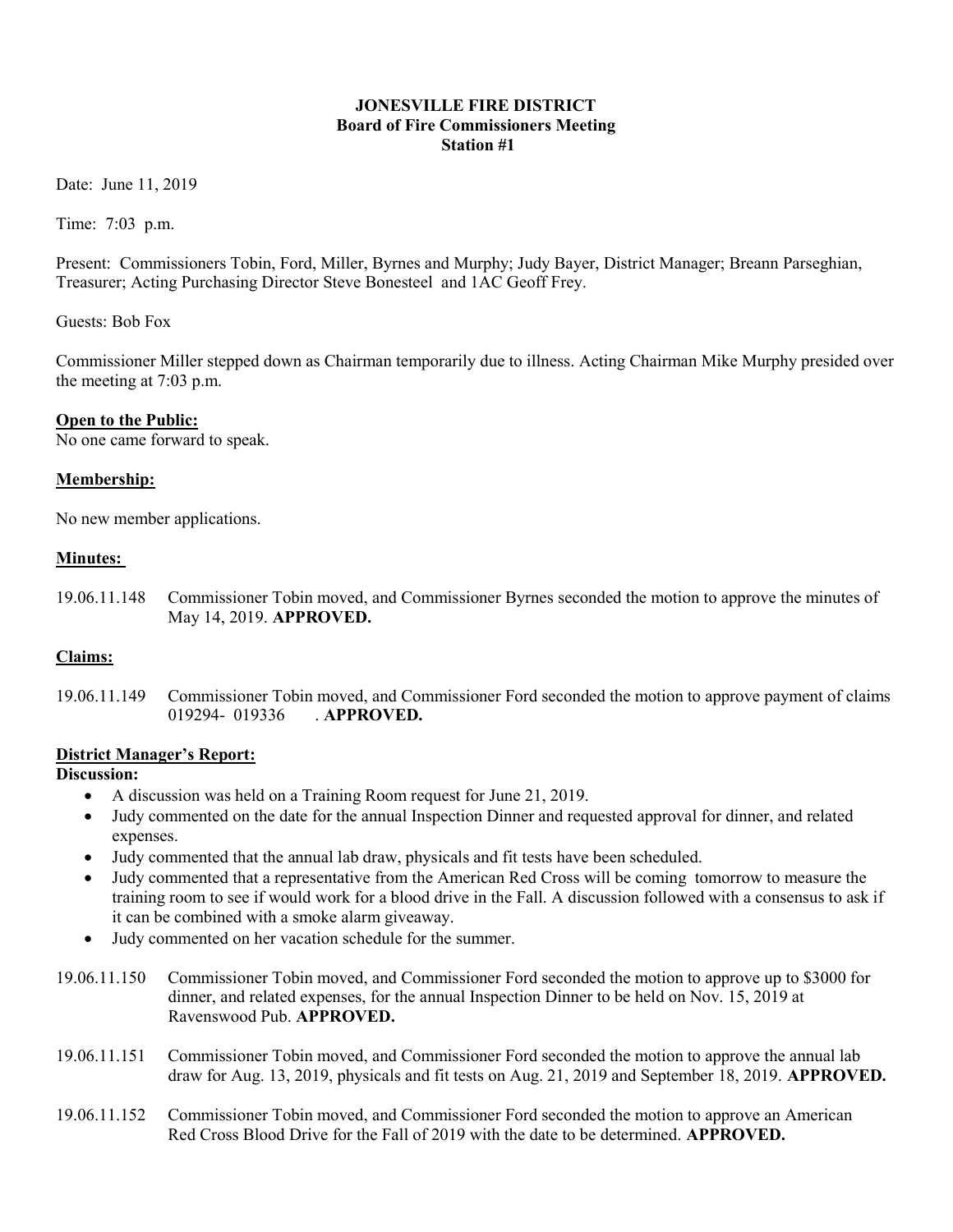# JONESVILLE FIRE DISTRICT
## Board of Fire Commissioners Meeting
### Station #1

Date: June 11, 2019

Time: 7:03 p.m.

Present: Commissioners Tobin, Ford, Miller, Byrnes and Murphy; Judy Bayer, District Manager; Breann Parseghian, Treasurer; Acting Purchasing Director Steve Bonesteel and 1AC Geoff Frey.

Guests: Bob Fox

Commissioner Miller stepped down as Chairman temporarily due to illness. Acting Chairman Mike Murphy presided over the meeting at 7:03 p.m.

**Open to the Public:**

No one came forward to speak.

**Membership:**

No new member applications.

**Minutes:**

19.06.11.148 Commissioner Tobin moved, and Commissioner Byrnes seconded the motion to approve the minutes of May 14, 2019. **APPROVED.**

**Claims:**

19.06.11.149 Commissioner Tobin moved, and Commissioner Ford seconded the motion to approve payment of claims 019294- 019336 . **APPROVED.**

**District Manager's Report:**

**Discussion:**

- A discussion was held on a Training Room request for June 21, 2019.
- Judy commented on the date for the annual Inspection Dinner and requested approval for dinner, and related expenses.
- Judy commented that the annual lab draw, physicals and fit tests have been scheduled.
- Judy commented that a representative from the American Red Cross will be coming tomorrow to measure the training room to see if would work for a blood drive in the Fall. A discussion followed with a consensus to ask if it can be combined with a smoke alarm giveaway.
- Judy commented on her vacation schedule for the summer.

19.06.11.150 Commissioner Tobin moved, and Commissioner Ford seconded the motion to approve up to $3000 for dinner, and related expenses, for the annual Inspection Dinner to be held on Nov. 15, 2019 at Ravenswood Pub. **APPROVED.**

19.06.11.151 Commissioner Tobin moved, and Commissioner Ford seconded the motion to approve the annual lab draw for Aug. 13, 2019, physicals and fit tests on Aug. 21, 2019 and September 18, 2019. **APPROVED.**

19.06.11.152 Commissioner Tobin moved, and Commissioner Ford seconded the motion to approve an American Red Cross Blood Drive for the Fall of 2019 with the date to be determined. **APPROVED.**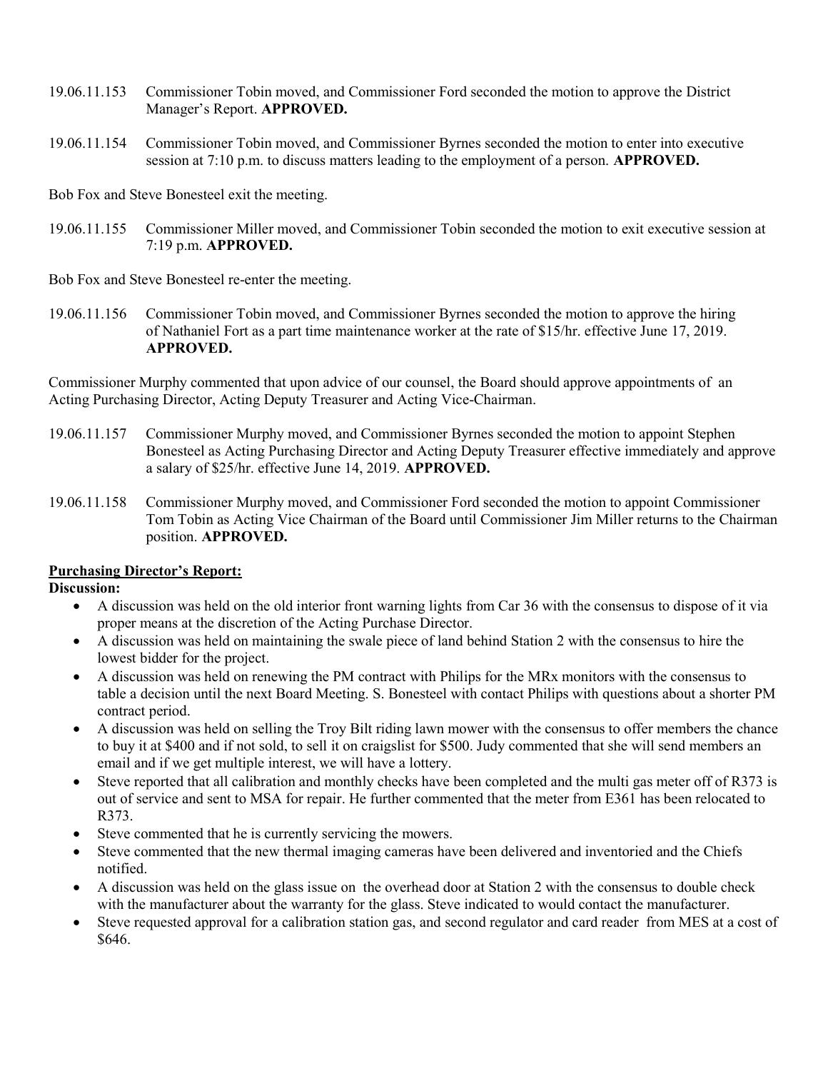19.06.11.153 Commissioner Tobin moved, and Commissioner Ford seconded the motion to approve the District Manager's Report. **APPROVED.**

19.06.11.154 Commissioner Tobin moved, and Commissioner Byrnes seconded the motion to enter into executive session at 7:10 p.m. to discuss matters leading to the employment of a person. **APPROVED.**

Bob Fox and Steve Bonesteel exit the meeting.

19.06.11.155 Commissioner Miller moved, and Commissioner Tobin seconded the motion to exit executive session at 7:19 p.m. **APPROVED.**

Bob Fox and Steve Bonesteel re-enter the meeting.

19.06.11.156 Commissioner Tobin moved, and Commissioner Byrnes seconded the motion to approve the hiring of Nathaniel Fort as a part time maintenance worker at the rate of $15/hr. effective June 17, 2019. **APPROVED.**

Commissioner Murphy commented that upon advice of our counsel, the Board should approve appointments of an Acting Purchasing Director, Acting Deputy Treasurer and Acting Vice-Chairman.

19.06.11.157 Commissioner Murphy moved, and Commissioner Byrnes seconded the motion to appoint Stephen Bonesteel as Acting Purchasing Director and Acting Deputy Treasurer effective immediately and approve a salary of $25/hr. effective June 14, 2019. **APPROVED.**

19.06.11.158 Commissioner Murphy moved, and Commissioner Ford seconded the motion to appoint Commissioner Tom Tobin as Acting Vice Chairman of the Board until Commissioner Jim Miller returns to the Chairman position. **APPROVED.**

**Purchasing Director's Report:**

**Discussion:**

- A discussion was held on the old interior front warning lights from Car 36 with the consensus to dispose of it via proper means at the discretion of the Acting Purchase Director.
- A discussion was held on maintaining the swale piece of land behind Station 2 with the consensus to hire the lowest bidder for the project.
- A discussion was held on renewing the PM contract with Philips for the MRx monitors with the consensus to table a decision until the next Board Meeting. S. Bonesteel with contact Philips with questions about a shorter PM contract period.
- A discussion was held on selling the Troy Bilt riding lawn mower with the consensus to offer members the chance to buy it at $400 and if not sold, to sell it on craigslist for $500. Judy commented that she will send members an email and if we get multiple interest, we will have a lottery.
- Steve reported that all calibration and monthly checks have been completed and the multi gas meter off of R373 is out of service and sent to MSA for repair. He further commented that the meter from E361 has been relocated to R373.
- Steve commented that he is currently servicing the mowers.
- Steve commented that the new thermal imaging cameras have been delivered and inventoried and the Chiefs notified.
- A discussion was held on the glass issue on the overhead door at Station 2 with the consensus to double check with the manufacturer about the warranty for the glass. Steve indicated to would contact the manufacturer.
- Steve requested approval for a calibration station gas, and second regulator and card reader from MES at a cost of $646.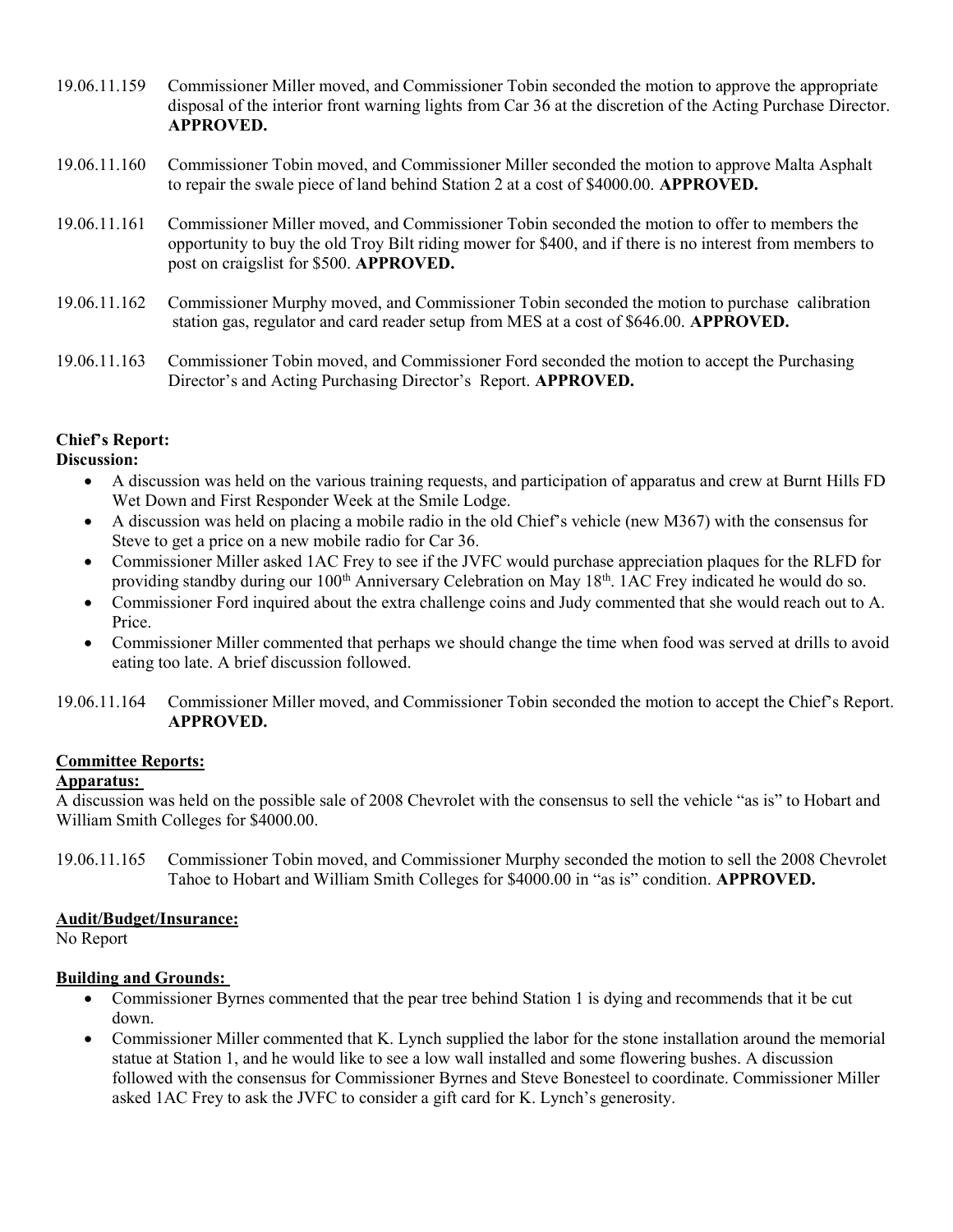19.06.11.159 Commissioner Miller moved, and Commissioner Tobin seconded the motion to approve the appropriate disposal of the interior front warning lights from Car 36 at the discretion of the Acting Purchase Director. **APPROVED.**

19.06.11.160 Commissioner Tobin moved, and Commissioner Miller seconded the motion to approve Malta Asphalt to repair the swale piece of land behind Station 2 at a cost of $4000.00. **APPROVED.**

19.06.11.161 Commissioner Miller moved, and Commissioner Tobin seconded the motion to offer to members the opportunity to buy the old Troy Bilt riding mower for $400, and if there is no interest from members to post on craigslist for $500. **APPROVED.**

19.06.11.162 Commissioner Murphy moved, and Commissioner Tobin seconded the motion to purchase calibration station gas, regulator and card reader setup from MES at a cost of $646.00. **APPROVED.**

19.06.11.163 Commissioner Tobin moved, and Commissioner Ford seconded the motion to accept the Purchasing Director's and Acting Purchasing Director's Report. **APPROVED.**

**Chief's Report:**

**Discussion:**

- A discussion was held on the various training requests, and participation of apparatus and crew at Burnt Hills FD Wet Down and First Responder Week at the Smile Lodge.
- A discussion was held on placing a mobile radio in the old Chief's vehicle (new M367) with the consensus for Steve to get a price on a new mobile radio for Car 36.
- Commissioner Miller asked 1AC Frey to see if the JVFC would purchase appreciation plaques for the RLFD for providing standby during our 100th Anniversary Celebration on May 18th. 1AC Frey indicated he would do so.
- Commissioner Ford inquired about the extra challenge coins and Judy commented that she would reach out to A. Price.
- Commissioner Miller commented that perhaps we should change the time when food was served at drills to avoid eating too late. A brief discussion followed.

19.06.11.164 Commissioner Miller moved, and Commissioner Tobin seconded the motion to accept the Chief's Report. **APPROVED.**

## Committee Reports:

**Apparatus:**

A discussion was held on the possible sale of 2008 Chevrolet with the consensus to sell the vehicle "as is" to Hobart and William Smith Colleges for $4000.00.

19.06.11.165 Commissioner Tobin moved, and Commissioner Murphy seconded the motion to sell the 2008 Chevrolet Tahoe to Hobart and William Smith Colleges for $4000.00 in "as is" condition. **APPROVED.**

**Audit/Budget/Insurance:**

No Report

**Building and Grounds:**

- Commissioner Byrnes commented that the pear tree behind Station 1 is dying and recommends that it be cut down.
- Commissioner Miller commented that K. Lynch supplied the labor for the stone installation around the memorial statue at Station 1, and he would like to see a low wall installed and some flowering bushes. A discussion followed with the consensus for Commissioner Byrnes and Steve Bonesteel to coordinate. Commissioner Miller asked 1AC Frey to ask the JVFC to consider a gift card for K. Lynch's generosity.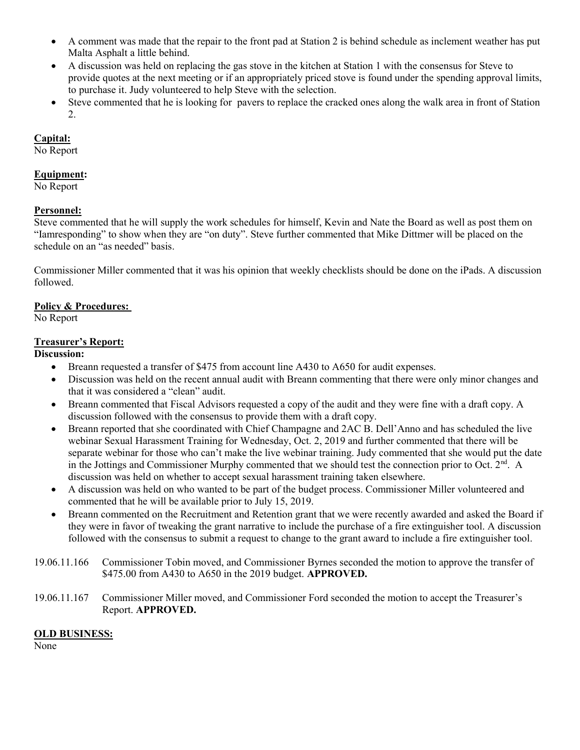- A comment was made that the repair to the front pad at Station 2 is behind schedule as inclement weather has put Malta Asphalt a little behind.
- A discussion was held on replacing the gas stove in the kitchen at Station 1 with the consensus for Steve to provide quotes at the next meeting or if an appropriately priced stove is found under the spending approval limits, to purchase it. Judy volunteered to help Steve with the selection.
- Steve commented that he is looking for pavers to replace the cracked ones along the walk area in front of Station 2.

**Capital:**

No Report

**Equipment:**

No Report

**Personnel:**

Steve commented that he will supply the work schedules for himself, Kevin and Nate the Board as well as post them on "Iamresponding" to show when they are "on duty". Steve further commented that Mike Dittmer will be placed on the schedule on an "as needed" basis.

Commissioner Miller commented that it was his opinion that weekly checklists should be done on the iPads. A discussion followed.

**Policy & Procedures:**

No Report

**Treasurer's Report:**

**Discussion:**

- Breann requested a transfer of $475 from account line A430 to A650 for audit expenses.
- Discussion was held on the recent annual audit with Breann commenting that there were only minor changes and that it was considered a "clean" audit.
- Breann commented that Fiscal Advisors requested a copy of the audit and they were fine with a draft copy. A discussion followed with the consensus to provide them with a draft copy.
- Breann reported that she coordinated with Chief Champagne and 2AC B. Dell'Anno and has scheduled the live webinar Sexual Harassment Training for Wednesday, Oct. 2, 2019 and further commented that there will be separate webinar for those who can't make the live webinar training. Judy commented that she would put the date in the Jottings and Commissioner Murphy commented that we should test the connection prior to Oct. 2nd. A discussion was held on whether to accept sexual harassment training taken elsewhere.
- A discussion was held on who wanted to be part of the budget process. Commissioner Miller volunteered and commented that he will be available prior to July 15, 2019.
- Breann commented on the Recruitment and Retention grant that we were recently awarded and asked the Board if they were in favor of tweaking the grant narrative to include the purchase of a fire extinguisher tool. A discussion followed with the consensus to submit a request to change to the grant award to include a fire extinguisher tool.

19.06.11.166 Commissioner Tobin moved, and Commissioner Byrnes seconded the motion to approve the transfer of $475.00 from A430 to A650 in the 2019 budget. **APPROVED.**

19.06.11.167 Commissioner Miller moved, and Commissioner Ford seconded the motion to accept the Treasurer's Report. **APPROVED.**

**OLD BUSINESS:**

None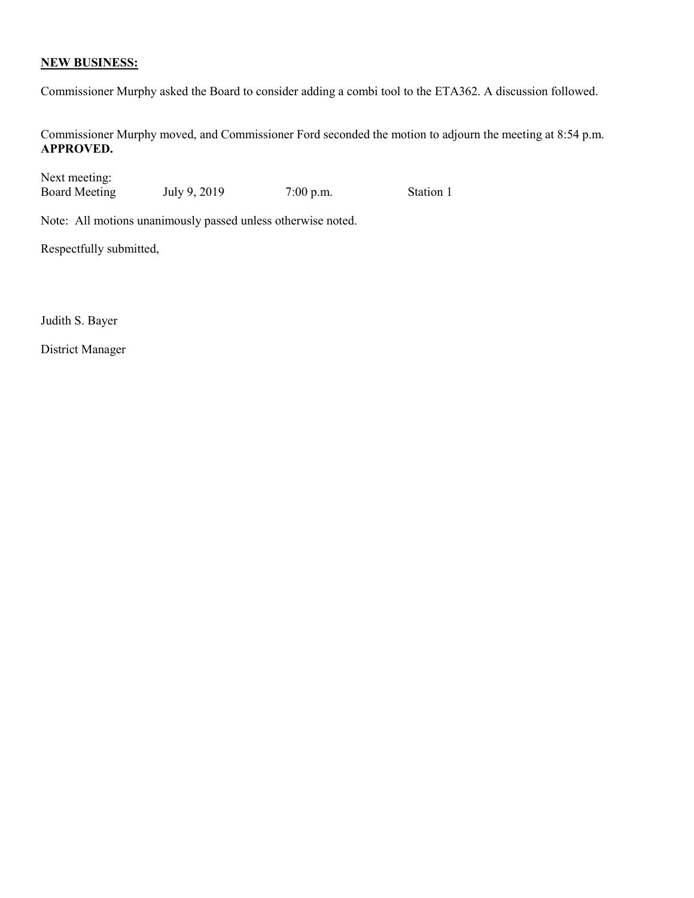**NEW BUSINESS:**

Commissioner Murphy asked the Board to consider adding a combi tool to the ETA362. A discussion followed.

Commissioner Murphy moved, and Commissioner Ford seconded the motion to adjourn the meeting at 8:54 p.m. **APPROVED.**

Next meeting:

| Board Meeting | July 9, 2019 | 7:00 p.m. | Station 1 |
|---|---|---|---|

Note: All motions unanimously passed unless otherwise noted.

Respectfully submitted,

Judith S. Bayer

District Manager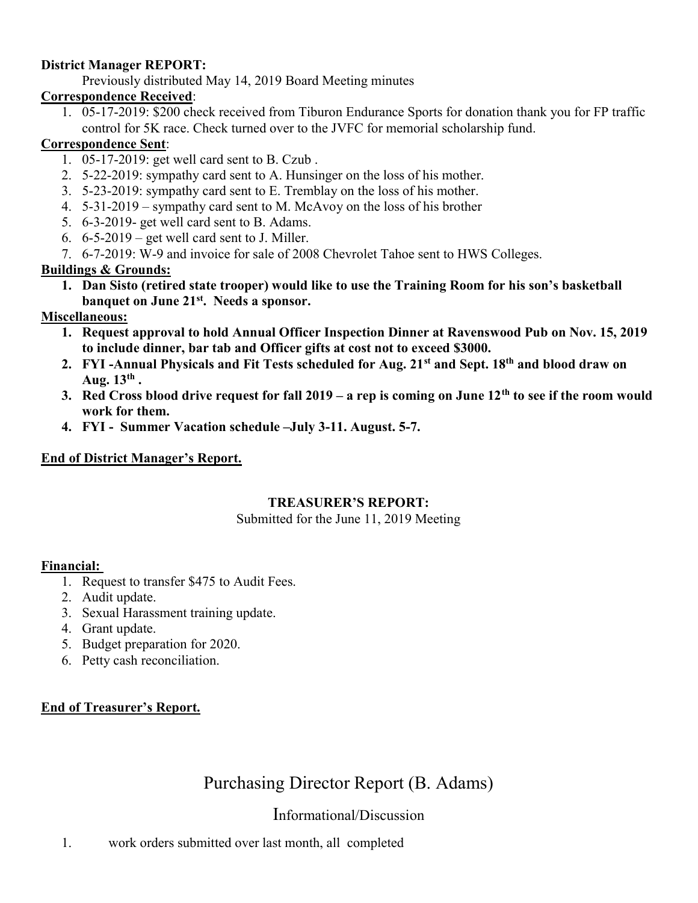**District Manager REPORT:**

Previously distributed May 14, 2019 Board Meeting minutes

**Correspondence Received**:

1. 05-17-2019: $200 check received from Tiburon Endurance Sports for donation thank you for FP traffic control for 5K race. Check turned over to the JVFC for memorial scholarship fund.

**Correspondence Sent**:

1. 05-17-2019: get well card sent to B. Czub .
2. 5-22-2019: sympathy card sent to A. Hunsinger on the loss of his mother.
3. 5-23-2019: sympathy card sent to E. Tremblay on the loss of his mother.
4. 5-31-2019 – sympathy card sent to M. McAvoy on the loss of his brother
5. 6-3-2019- get well card sent to B. Adams.
6. 6-5-2019 – get well card sent to J. Miller.
7. 6-7-2019: W-9 and invoice for sale of 2008 Chevrolet Tahoe sent to HWS Colleges.

**Buildings & Grounds:**

1. **Dan Sisto (retired state trooper) would like to use the Training Room for his son's basketball banquet on June 21st. Needs a sponsor.**

**Miscellaneous:**

1. **Request approval to hold Annual Officer Inspection Dinner at Ravenswood Pub on Nov. 15, 2019 to include dinner, bar tab and Officer gifts at cost not to exceed $3000.**
2. **FYI -Annual Physicals and Fit Tests scheduled for Aug. 21st and Sept. 18th and blood draw on Aug. 13th .**
3. **Red Cross blood drive request for fall 2019 – a rep is coming on June 12th to see if the room would work for them.**
4. **FYI - Summer Vacation schedule –July 3-11. August. 5-7.**

**End of District Manager's Report.**

**TREASURER'S REPORT:**

Submitted for the June 11, 2019 Meeting

**Financial:**

1. Request to transfer $475 to Audit Fees.
2. Audit update.
3. Sexual Harassment training update.
4. Grant update.
5. Budget preparation for 2020.
6. Petty cash reconciliation.

**End of Treasurer's Report.**

## Purchasing Director Report (B. Adams)

### Informational/Discussion

1. work orders submitted over last month, all completed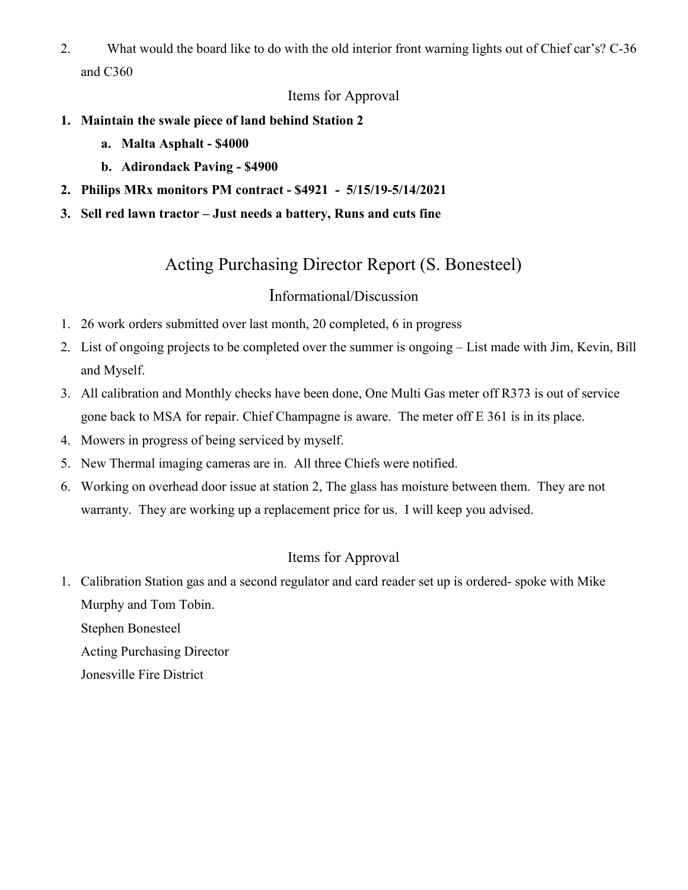2. What would the board like to do with the old interior front warning lights out of Chief car's? C-36 and C360

Items for Approval

1. **Maintain the swale piece of land behind Station 2**
   a. **Malta Asphalt - $4000**
   b. **Adirondack Paving - $4900**
2. **Philips MRx monitors PM contract - $4921 - 5/15/19-5/14/2021**
3. **Sell red lawn tractor – Just needs a battery, Runs and cuts fine**

## Acting Purchasing Director Report (S. Bonesteel)

### Informational/Discussion

1. 26 work orders submitted over last month, 20 completed, 6 in progress
2. List of ongoing projects to be completed over the summer is ongoing – List made with Jim, Kevin, Bill and Myself.
3. All calibration and Monthly checks have been done, One Multi Gas meter off R373 is out of service gone back to MSA for repair. Chief Champagne is aware. The meter off E 361 is in its place.
4. Mowers in progress of being serviced by myself.
5. New Thermal imaging cameras are in. All three Chiefs were notified.
6. Working on overhead door issue at station 2, The glass has moisture between them. They are not warranty. They are working up a replacement price for us. I will keep you advised.

### Items for Approval

1. Calibration Station gas and a second regulator and card reader set up is ordered- spoke with Mike Murphy and Tom Tobin.

   Stephen Bonesteel

   Acting Purchasing Director

   Jonesville Fire District